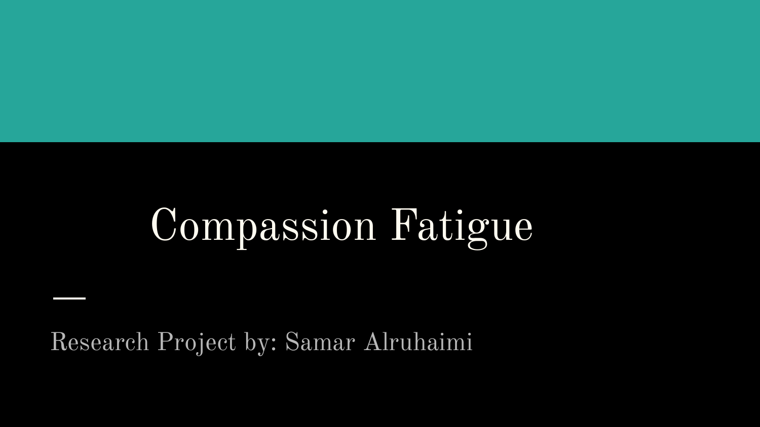# Compassion Fatigue

Research Project by: Samar Alruhaimi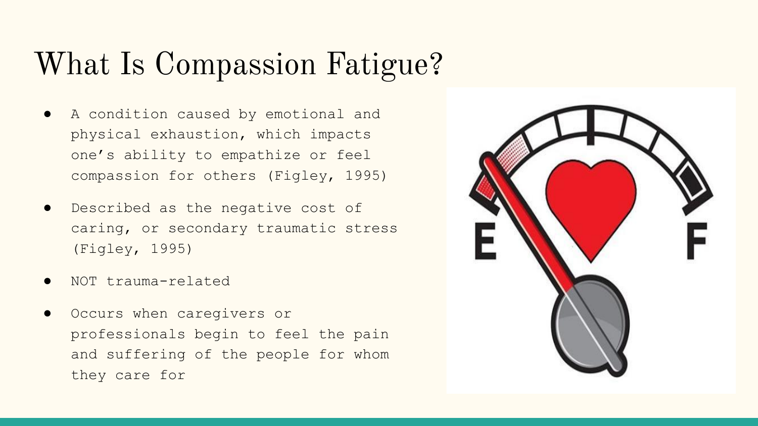# What Is Compassion Fatigue?

- A condition caused by emotional and physical exhaustion, which impacts one's ability to empathize or feel compassion for others (Figley, 1995)
- Described as the negative cost of caring, or secondary traumatic stress (Figley, 1995)
- NOT trauma-related
- Occurs when caregivers or professionals begin to feel the pain and suffering of the people for whom they care for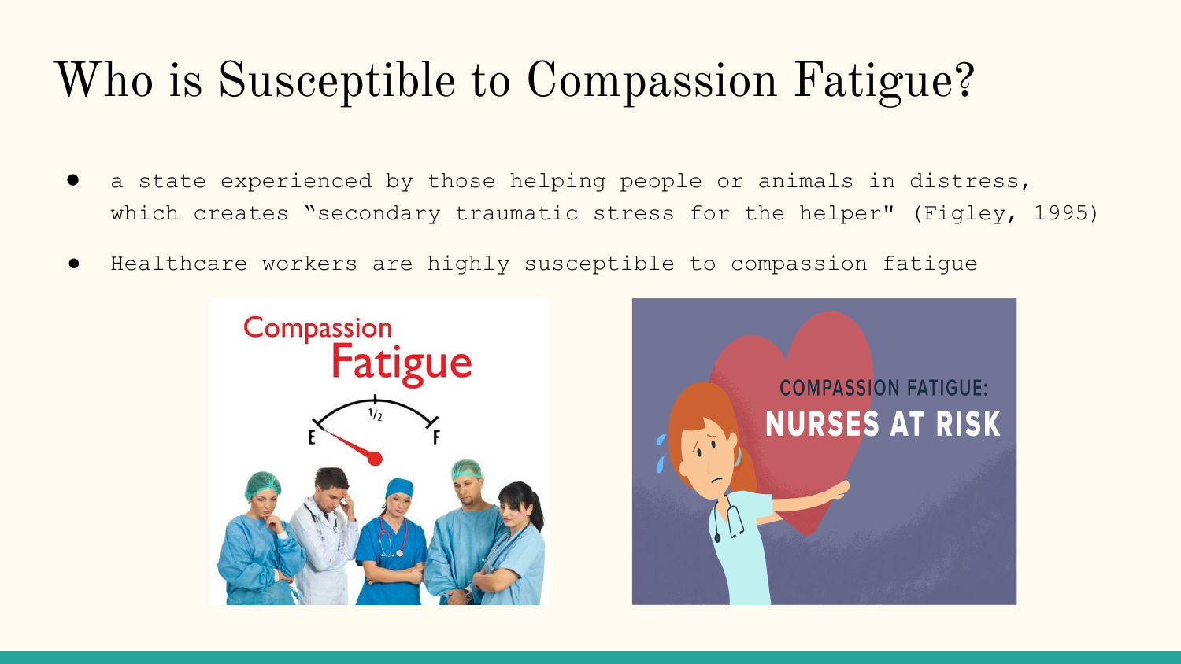# Who is Susceptible to Compassion Fatigue?

- a state experienced by those helping people or animals in distress, which creates "secondary traumatic stress for the helper" (Figley, 1995)
- Healthcare workers are highly susceptible to compassion fatigue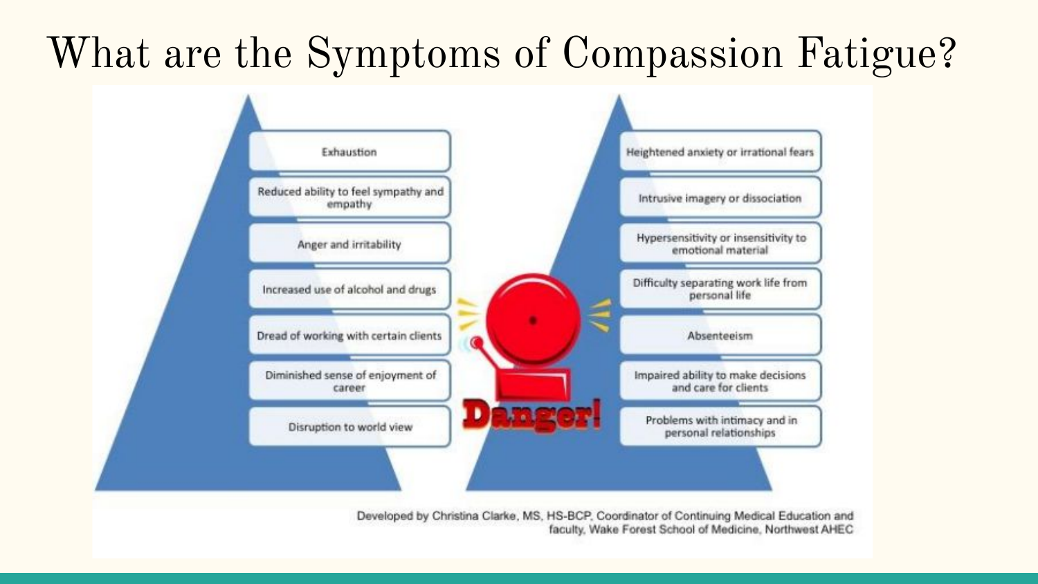# What are the Symptoms of Compassion Fatigue?

- Exhaustion
- Reduced ability to feel sympathy and empathy
- Anger and irritability
- Increased use of alcohol and drugs
- Dread of working with certain clients
- Diminished sense of enjoyment of career
- Disruption to world view

Danger!

- Heightened anxiety or irrational fears
- Intrusive imagery or dissociation
- Hypersensitivity or insensitivity to emotional material
- Difficulty separating work life from personal life
- Absenteeism
- Impaired ability to make decisions and care for clients
- Problems with intimacy and in personal relationships

Developed by Christina Clarke, MS, HS-BCP, Coordinator of Continuing Medical Education and faculty, Wake Forest School of Medicine, Northwest AHEC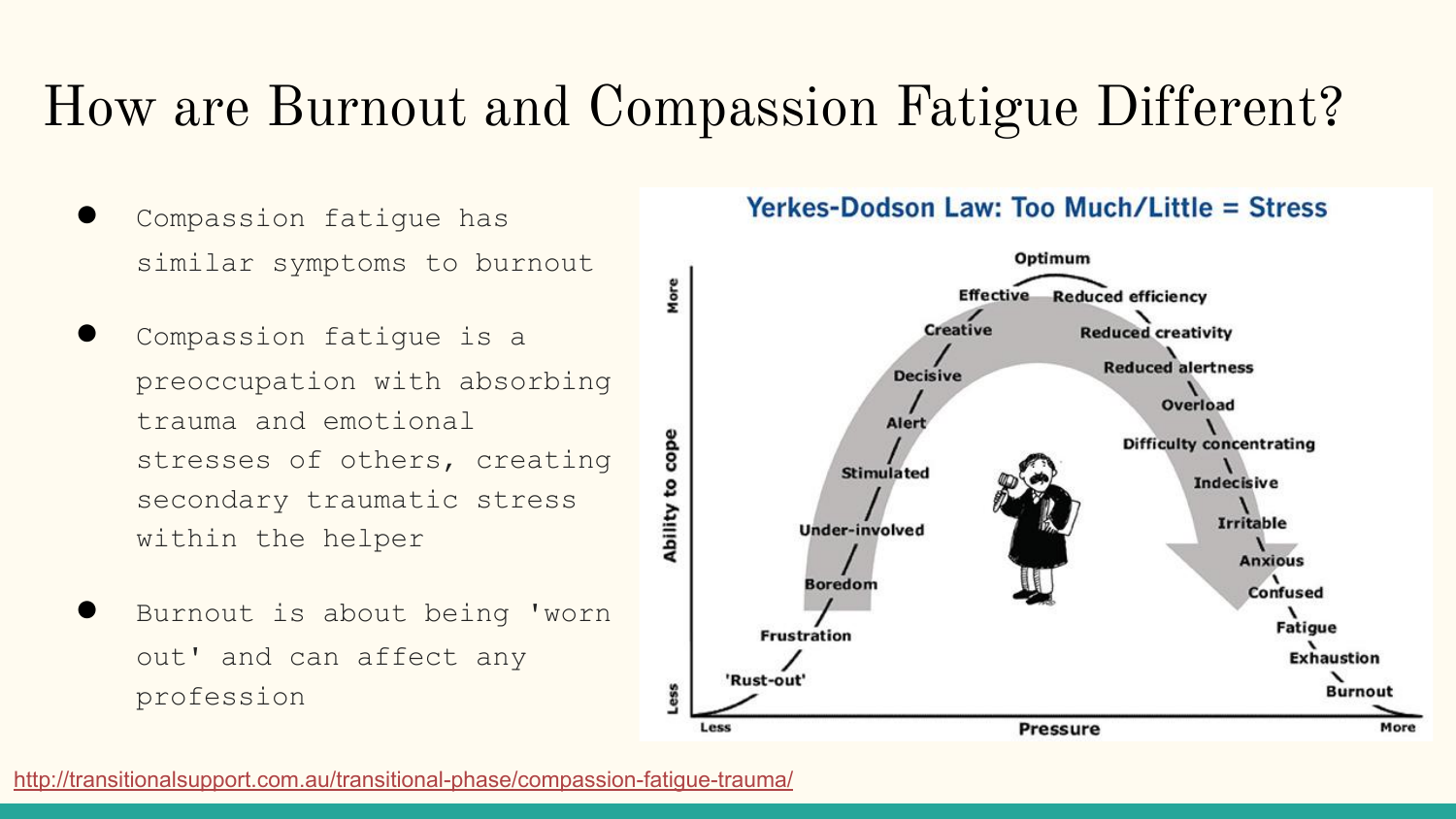# How are Burnout and Compassion Fatigue Different?

- Compassion fatigue has similar symptoms to burnout
- Compassion fatigue is a preoccupation with absorbing trauma and emotional stresses of others, creating secondary traumatic stress within the helper
- Burnout is about being 'worn out' and can affect any profession

**Yerkes-Dodson Law: Too Much/Little = Stress**

http://transitionalsupport.com.au/transitional-phase/compassion-fatigue-trauma/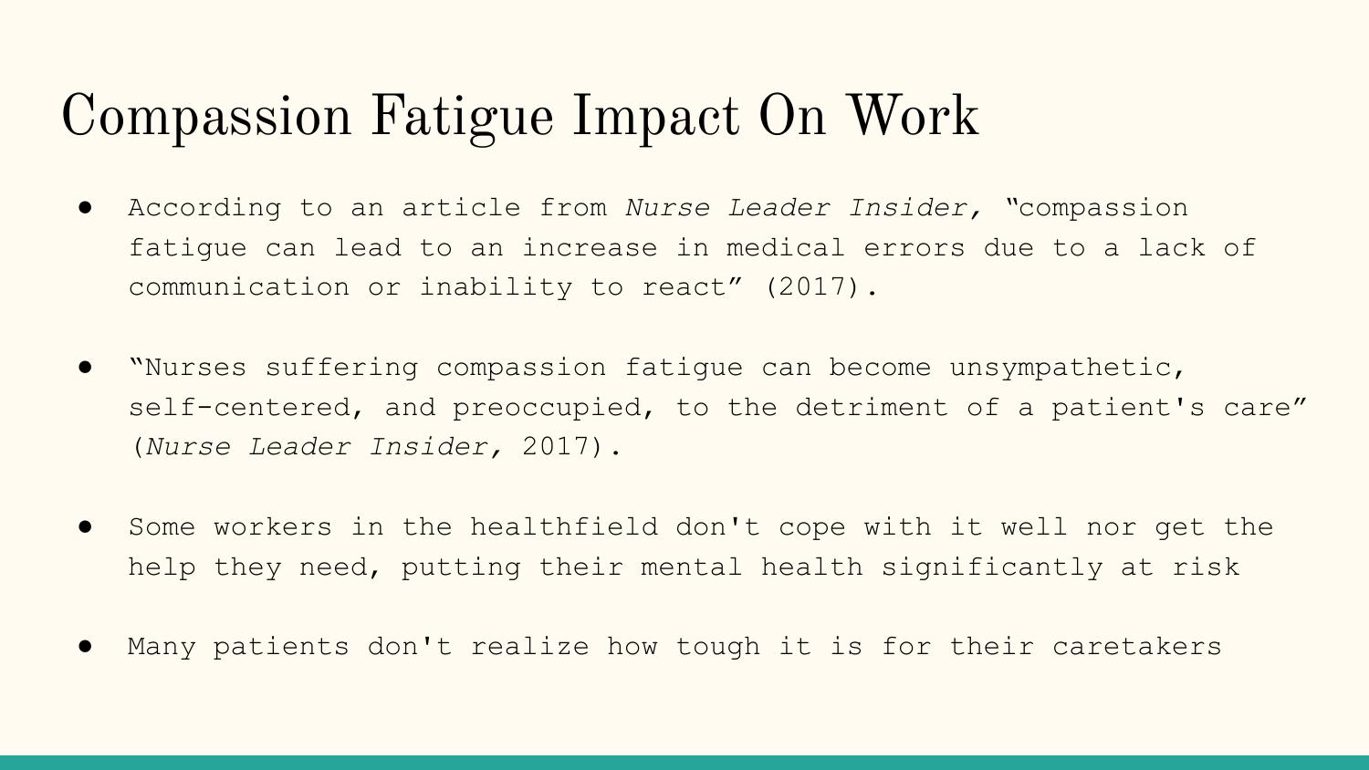# Compassion Fatigue Impact On Work

- According to an article from *Nurse Leader Insider,* "compassion fatigue can lead to an increase in medical errors due to a lack of communication or inability to react" (2017).

- "Nurses suffering compassion fatigue can become unsympathetic, self-centered, and preoccupied, to the detriment of a patient's care" (*Nurse Leader Insider,* 2017).

- Some workers in the healthfield don't cope with it well nor get the help they need, putting their mental health significantly at risk

- Many patients don't realize how tough it is for their caretakers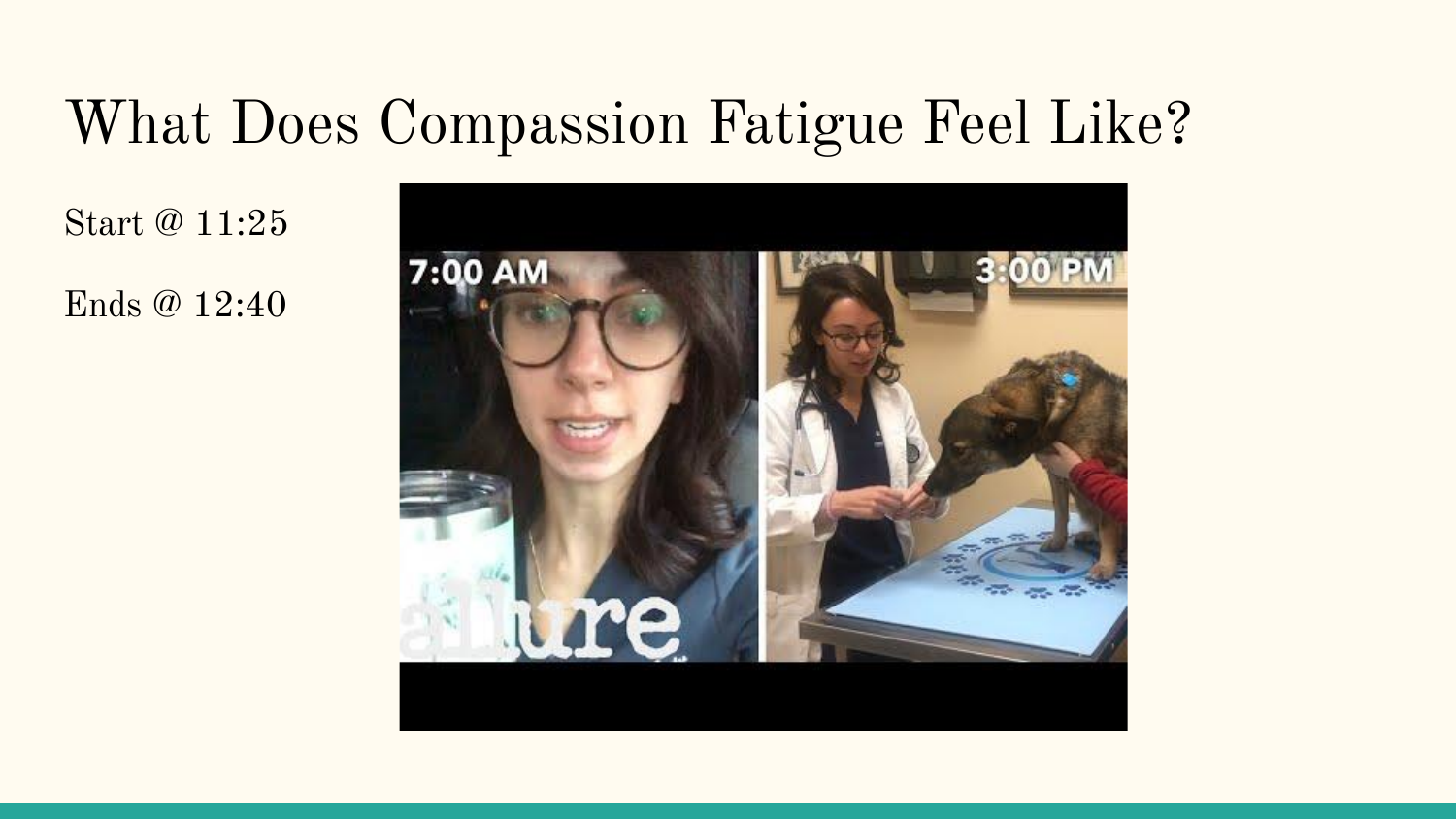# What Does Compassion Fatigue Feel Like?

Start @ 11:25

Ends @ 12:40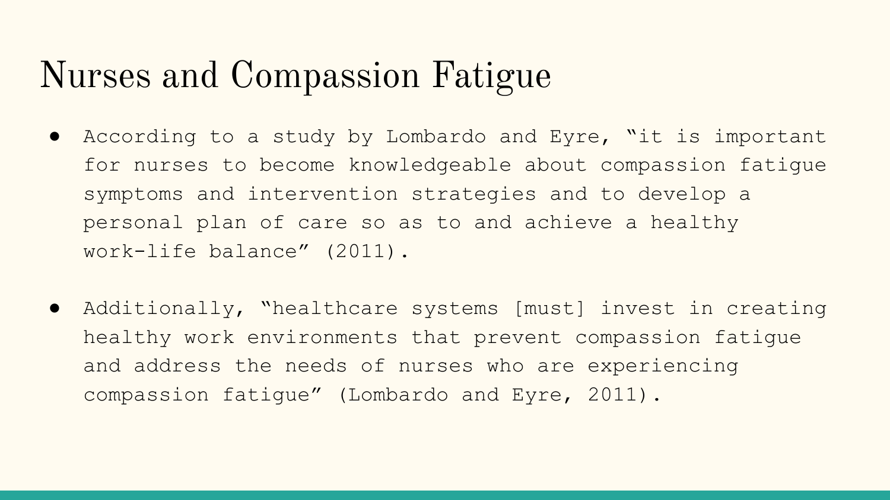# Nurses and Compassion Fatigue

- According to a study by Lombardo and Eyre, "it is important for nurses to become knowledgeable about compassion fatigue symptoms and intervention strategies and to develop a personal plan of care so as to and achieve a healthy work-life balance" (2011).

- Additionally, "healthcare systems [must] invest in creating healthy work environments that prevent compassion fatigue and address the needs of nurses who are experiencing compassion fatigue" (Lombardo and Eyre, 2011).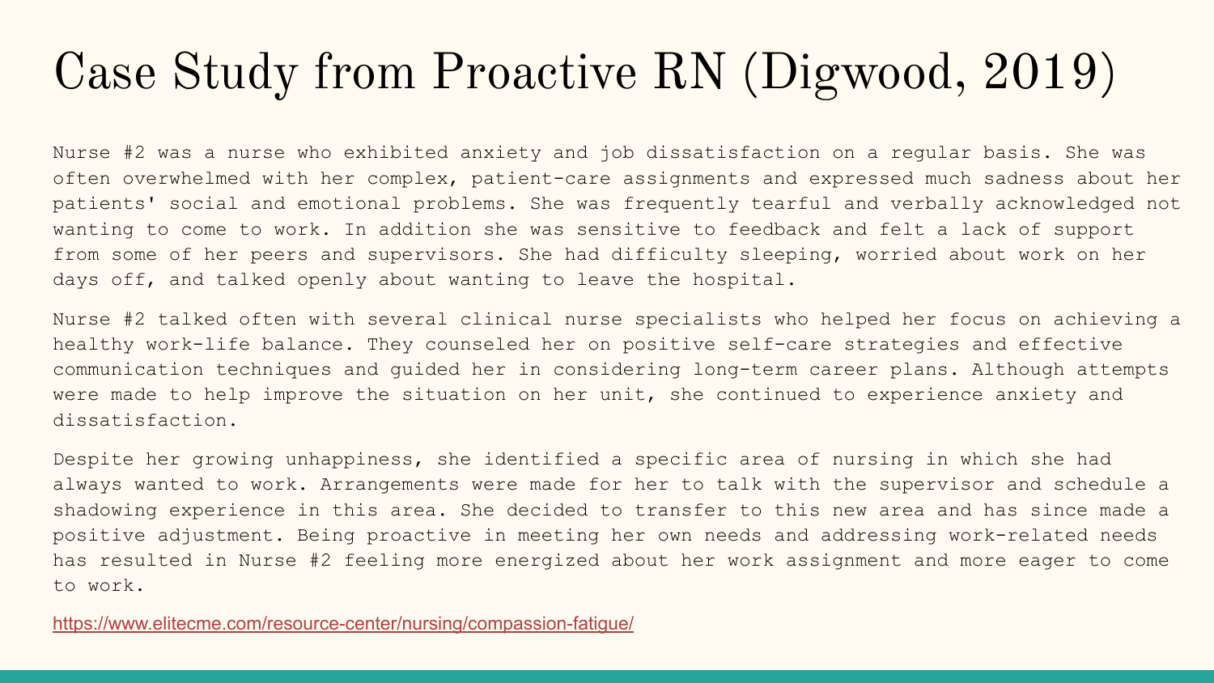# Case Study from Proactive RN (Digwood, 2019)

Nurse #2 was a nurse who exhibited anxiety and job dissatisfaction on a regular basis. She was often overwhelmed with her complex, patient-care assignments and expressed much sadness about her patients' social and emotional problems. She was frequently tearful and verbally acknowledged not wanting to come to work. In addition she was sensitive to feedback and felt a lack of support from some of her peers and supervisors. She had difficulty sleeping, worried about work on her days off, and talked openly about wanting to leave the hospital.

Nurse #2 talked often with several clinical nurse specialists who helped her focus on achieving a healthy work-life balance. They counseled her on positive self-care strategies and effective communication techniques and guided her in considering long-term career plans. Although attempts were made to help improve the situation on her unit, she continued to experience anxiety and dissatisfaction.

Despite her growing unhappiness, she identified a specific area of nursing in which she had always wanted to work. Arrangements were made for her to talk with the supervisor and schedule a shadowing experience in this area. She decided to transfer to this new area and has since made a positive adjustment. Being proactive in meeting her own needs and addressing work-related needs has resulted in Nurse #2 feeling more energized about her work assignment and more eager to come to work.

https://www.elitecme.com/resource-center/nursing/compassion-fatigue/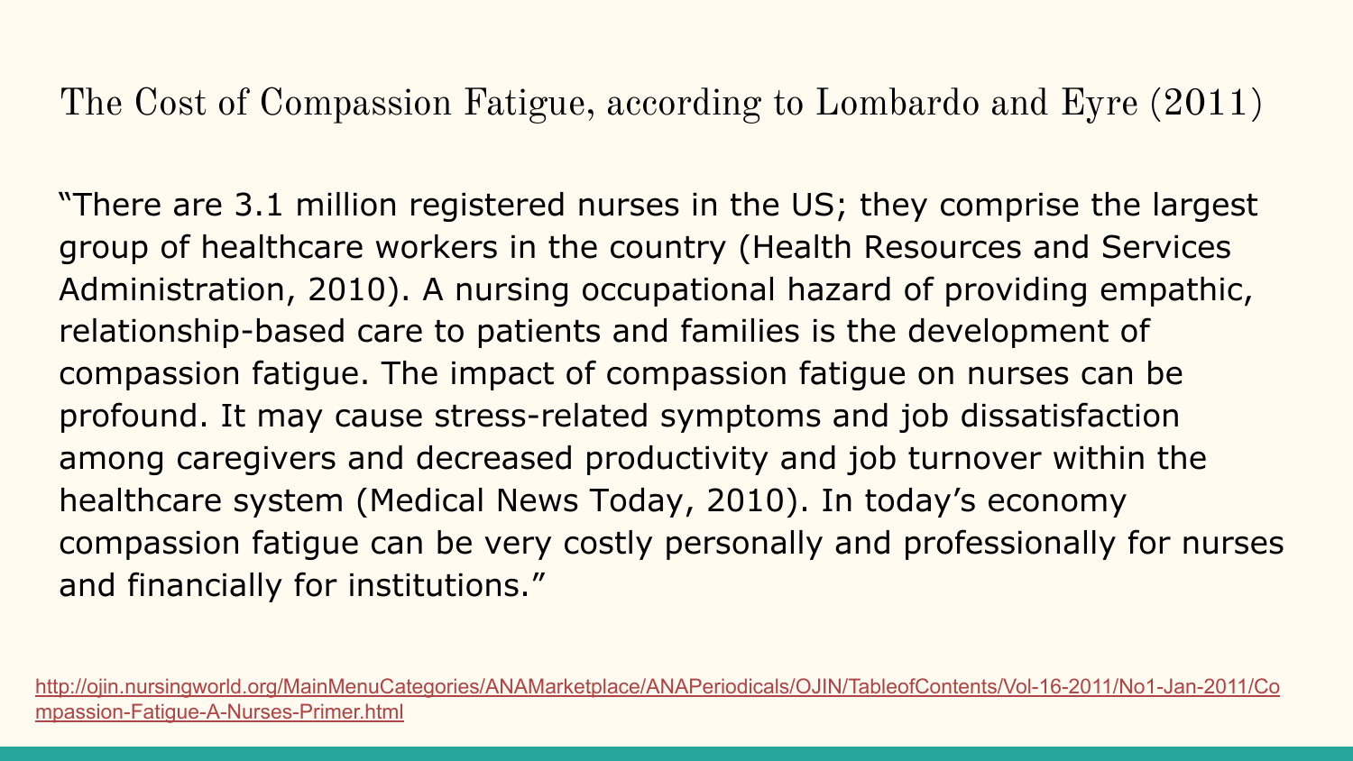# The Cost of Compassion Fatigue, according to Lombardo and Eyre (2011)

"There are 3.1 million registered nurses in the US; they comprise the largest group of healthcare workers in the country (Health Resources and Services Administration, 2010). A nursing occupational hazard of providing empathic, relationship-based care to patients and families is the development of compassion fatigue. The impact of compassion fatigue on nurses can be profound. It may cause stress-related symptoms and job dissatisfaction among caregivers and decreased productivity and job turnover within the healthcare system (Medical News Today, 2010). In today's economy compassion fatigue can be very costly personally and professionally for nurses and financially for institutions."

http://ojin.nursingworld.org/MainMenuCategories/ANAMarketplace/ANAPeriodicals/OJIN/TableofContents/Vol-16-2011/No1-Jan-2011/Compassion-Fatigue-A-Nurses-Primer.html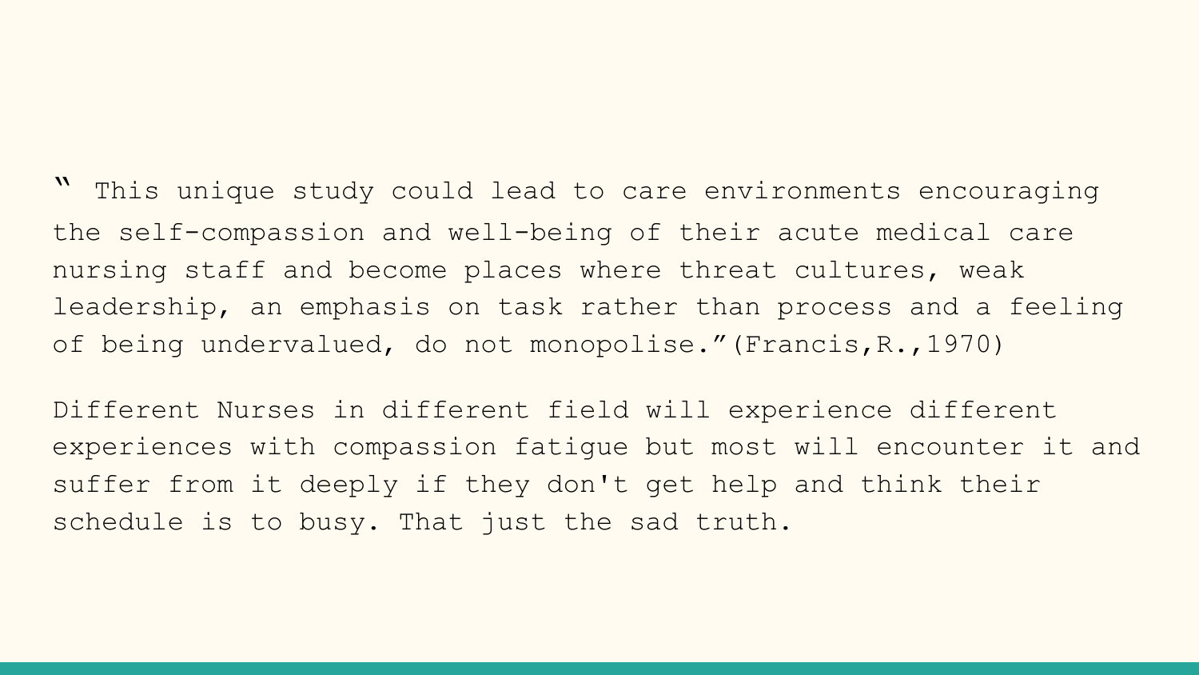" This unique study could lead to care environments encouraging the self-compassion and well-being of their acute medical care nursing staff and become places where threat cultures, weak leadership, an emphasis on task rather than process and a feeling of being undervalued, do not monopolise."(Francis,R.,1970)

Different Nurses in different field will experience different experiences with compassion fatigue but most will encounter it and suffer from it deeply if they don't get help and think their schedule is to busy. That just the sad truth.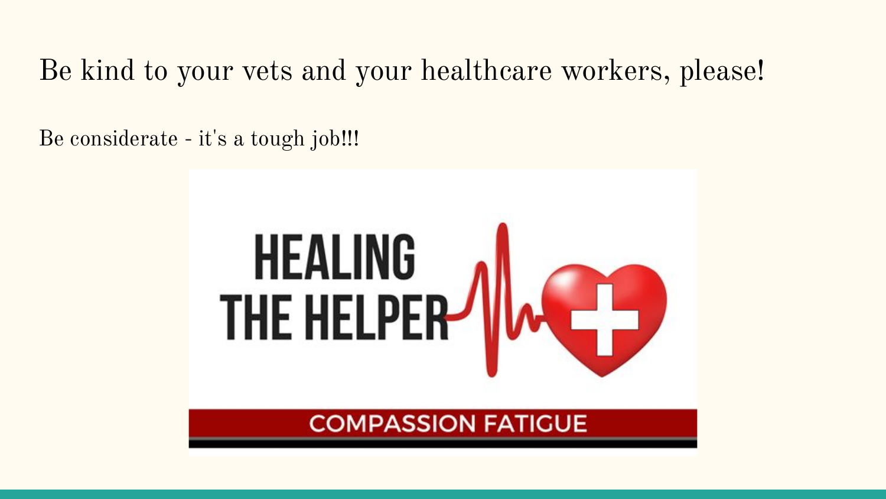# Be kind to your vets and your healthcare workers, please!

Be considerate - it's a tough job!!!

HEALING THE HELPER

COMPASSION FATIGUE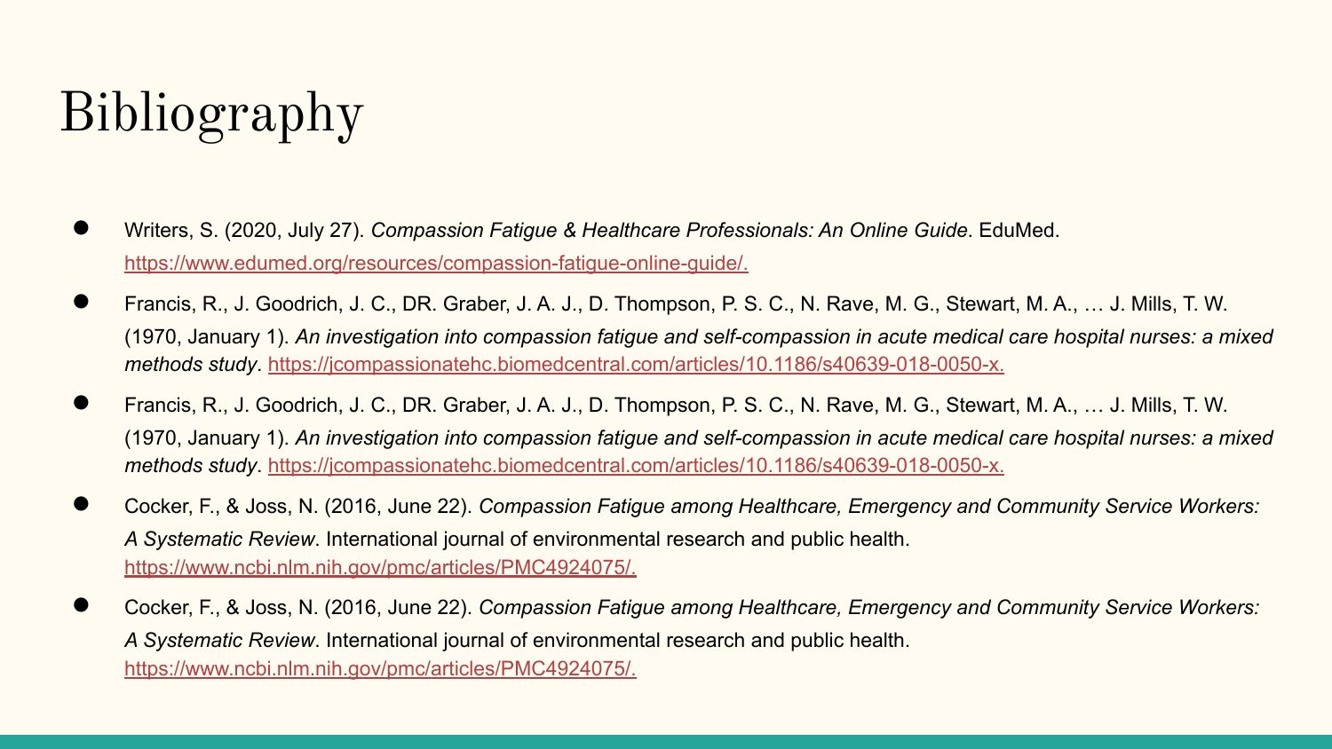# Bibliography

- Writers, S. (2020, July 27). *Compassion Fatigue & Healthcare Professionals: An Online Guide*. EduMed. https://www.edumed.org/resources/compassion-fatigue-online-guide/.
- Francis, R., J. Goodrich, J. C., DR. Graber, J. A. J., D. Thompson, P. S. C., N. Rave, M. G., Stewart, M. A., … J. Mills, T. W. (1970, January 1). *An investigation into compassion fatigue and self-compassion in acute medical care hospital nurses: a mixed methods study*. https://jcompassionatehc.biomedcentral.com/articles/10.1186/s40639-018-0050-x.
- Francis, R., J. Goodrich, J. C., DR. Graber, J. A. J., D. Thompson, P. S. C., N. Rave, M. G., Stewart, M. A., … J. Mills, T. W. (1970, January 1). *An investigation into compassion fatigue and self-compassion in acute medical care hospital nurses: a mixed methods study*. https://jcompassionatehc.biomedcentral.com/articles/10.1186/s40639-018-0050-x.
- Cocker, F., & Joss, N. (2016, June 22). *Compassion Fatigue among Healthcare, Emergency and Community Service Workers: A Systematic Review*. International journal of environmental research and public health. https://www.ncbi.nlm.nih.gov/pmc/articles/PMC4924075/.
- Cocker, F., & Joss, N. (2016, June 22). *Compassion Fatigue among Healthcare, Emergency and Community Service Workers: A Systematic Review*. International journal of environmental research and public health. https://www.ncbi.nlm.nih.gov/pmc/articles/PMC4924075/.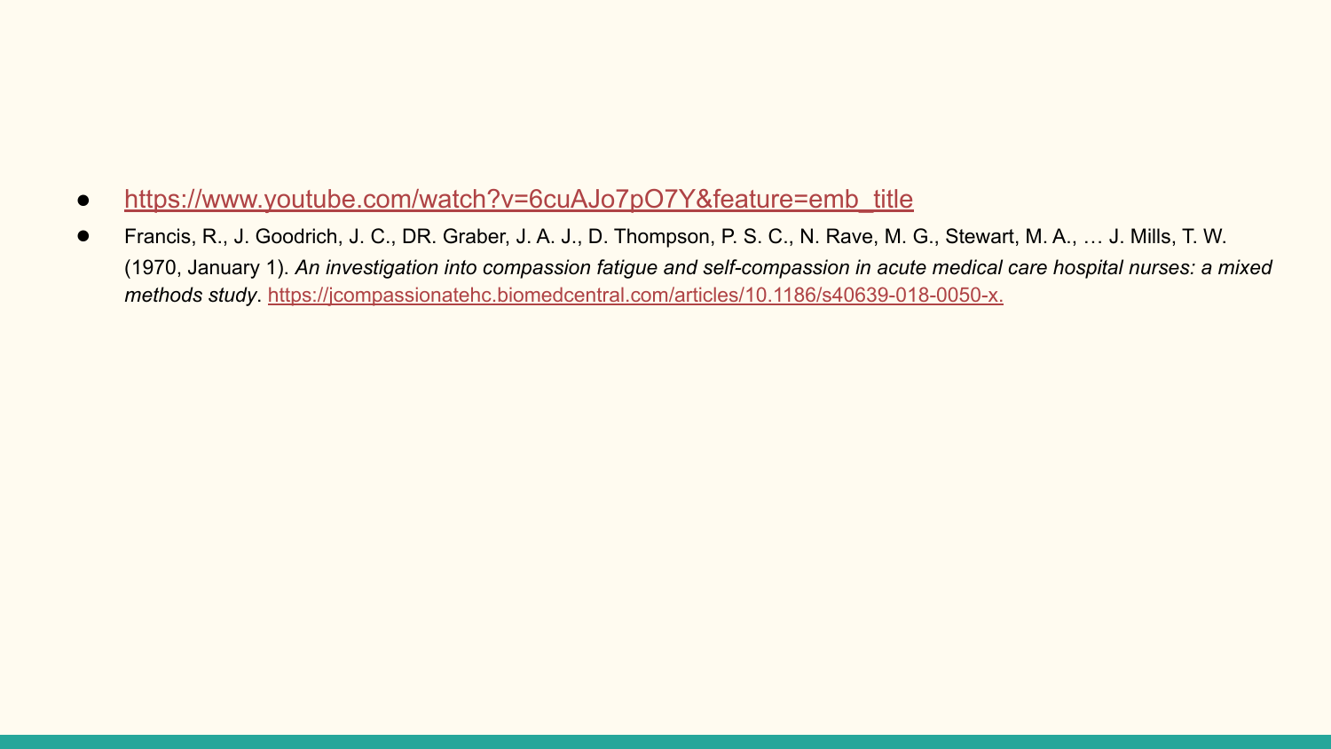- https://www.youtube.com/watch?v=6cuAJo7pO7Y&feature=emb_title
- Francis, R., J. Goodrich, J. C., DR. Graber, J. A. J., D. Thompson, P. S. C., N. Rave, M. G., Stewart, M. A., … J. Mills, T. W. (1970, January 1). *An investigation into compassion fatigue and self-compassion in acute medical care hospital nurses: a mixed methods study*. https://jcompassionatehc.biomedcentral.com/articles/10.1186/s40639-018-0050-x.